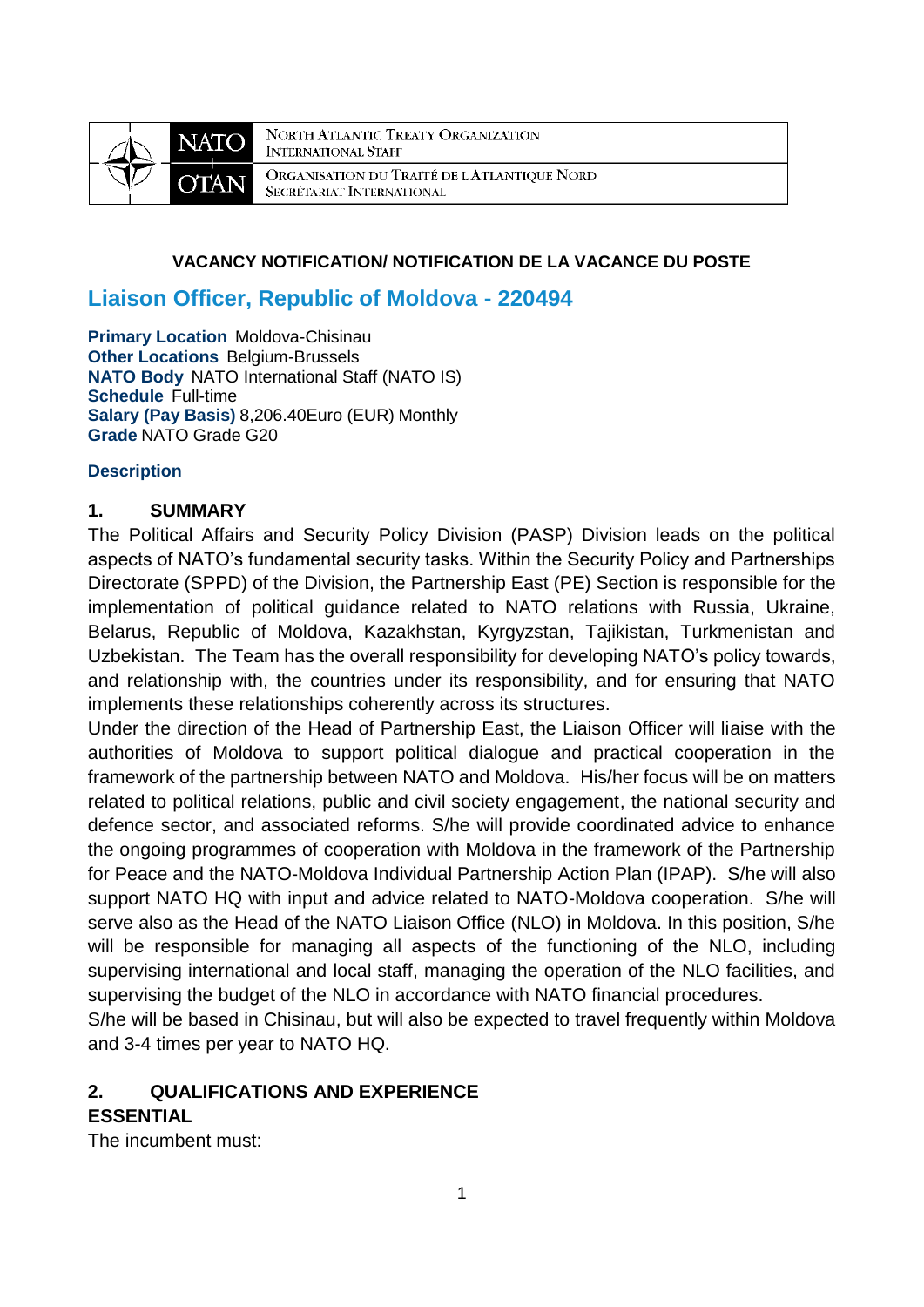NORTH ATLANTIC TREATY ORGANIZATION
INTERNATIONAL STAFF

ORGANISATION DU TRAITÉ DE L'ATLANTIQUE NORD
SECRÉTARIAT INTERNATIONAL

**VACANCY NOTIFICATION/ NOTIFICATION DE LA VACANCE DU POSTE**

# Liaison Officer, Republic of Moldova - 220494

**Primary Location** Moldova-Chisinau
**Other Locations** Belgium-Brussels
**NATO Body** NATO International Staff (NATO IS)
**Schedule** Full-time
**Salary (Pay Basis)** 8,206.40Euro (EUR) Monthly
**Grade** NATO Grade G20

**Description**

## 1. SUMMARY

The Political Affairs and Security Policy Division (PASP) Division leads on the political aspects of NATO's fundamental security tasks. Within the Security Policy and Partnerships Directorate (SPPD) of the Division, the Partnership East (PE) Section is responsible for the implementation of political guidance related to NATO relations with Russia, Ukraine, Belarus, Republic of Moldova, Kazakhstan, Kyrgyzstan, Tajikistan, Turkmenistan and Uzbekistan. The Team has the overall responsibility for developing NATO's policy towards, and relationship with, the countries under its responsibility, and for ensuring that NATO implements these relationships coherently across its structures.

Under the direction of the Head of Partnership East, the Liaison Officer will liaise with the authorities of Moldova to support political dialogue and practical cooperation in the framework of the partnership between NATO and Moldova. His/her focus will be on matters related to political relations, public and civil society engagement, the national security and defence sector, and associated reforms. S/he will provide coordinated advice to enhance the ongoing programmes of cooperation with Moldova in the framework of the Partnership for Peace and the NATO-Moldova Individual Partnership Action Plan (IPAP). S/he will also support NATO HQ with input and advice related to NATO-Moldova cooperation. S/he will serve also as the Head of the NATO Liaison Office (NLO) in Moldova. In this position, S/he will be responsible for managing all aspects of the functioning of the NLO, including supervising international and local staff, managing the operation of the NLO facilities, and supervising the budget of the NLO in accordance with NATO financial procedures.

S/he will be based in Chisinau, but will also be expected to travel frequently within Moldova and 3-4 times per year to NATO HQ.

## 2. QUALIFICATIONS AND EXPERIENCE

**ESSENTIAL**

The incumbent must: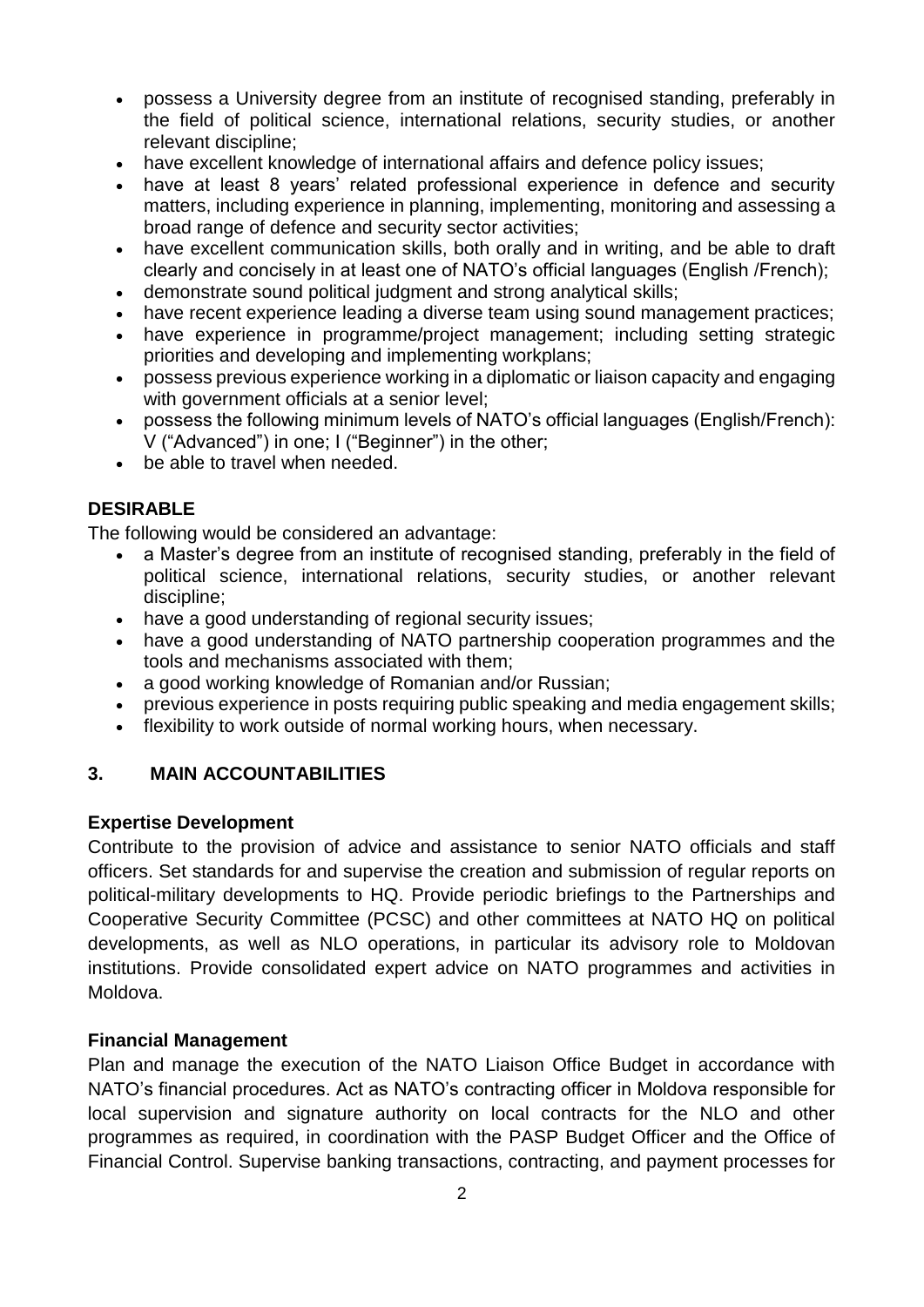- possess a University degree from an institute of recognised standing, preferably in the field of political science, international relations, security studies, or another relevant discipline;
- have excellent knowledge of international affairs and defence policy issues;
- have at least 8 years' related professional experience in defence and security matters, including experience in planning, implementing, monitoring and assessing a broad range of defence and security sector activities;
- have excellent communication skills, both orally and in writing, and be able to draft clearly and concisely in at least one of NATO's official languages (English /French);
- demonstrate sound political judgment and strong analytical skills;
- have recent experience leading a diverse team using sound management practices;
- have experience in programme/project management; including setting strategic priorities and developing and implementing workplans;
- possess previous experience working in a diplomatic or liaison capacity and engaging with government officials at a senior level;
- possess the following minimum levels of NATO's official languages (English/French): V ("Advanced") in one; I ("Beginner") in the other;
- be able to travel when needed.

**DESIRABLE**

The following would be considered an advantage:

- a Master's degree from an institute of recognised standing, preferably in the field of political science, international relations, security studies, or another relevant discipline;
- have a good understanding of regional security issues;
- have a good understanding of NATO partnership cooperation programmes and the tools and mechanisms associated with them;
- a good working knowledge of Romanian and/or Russian;
- previous experience in posts requiring public speaking and media engagement skills;
- flexibility to work outside of normal working hours, when necessary.

## 3. MAIN ACCOUNTABILITIES

**Expertise Development**

Contribute to the provision of advice and assistance to senior NATO officials and staff officers. Set standards for and supervise the creation and submission of regular reports on political-military developments to HQ. Provide periodic briefings to the Partnerships and Cooperative Security Committee (PCSC) and other committees at NATO HQ on political developments, as well as NLO operations, in particular its advisory role to Moldovan institutions. Provide consolidated expert advice on NATO programmes and activities in Moldova.

**Financial Management**

Plan and manage the execution of the NATO Liaison Office Budget in accordance with NATO's financial procedures. Act as NATO's contracting officer in Moldova responsible for local supervision and signature authority on local contracts for the NLO and other programmes as required, in coordination with the PASP Budget Officer and the Office of Financial Control. Supervise banking transactions, contracting, and payment processes for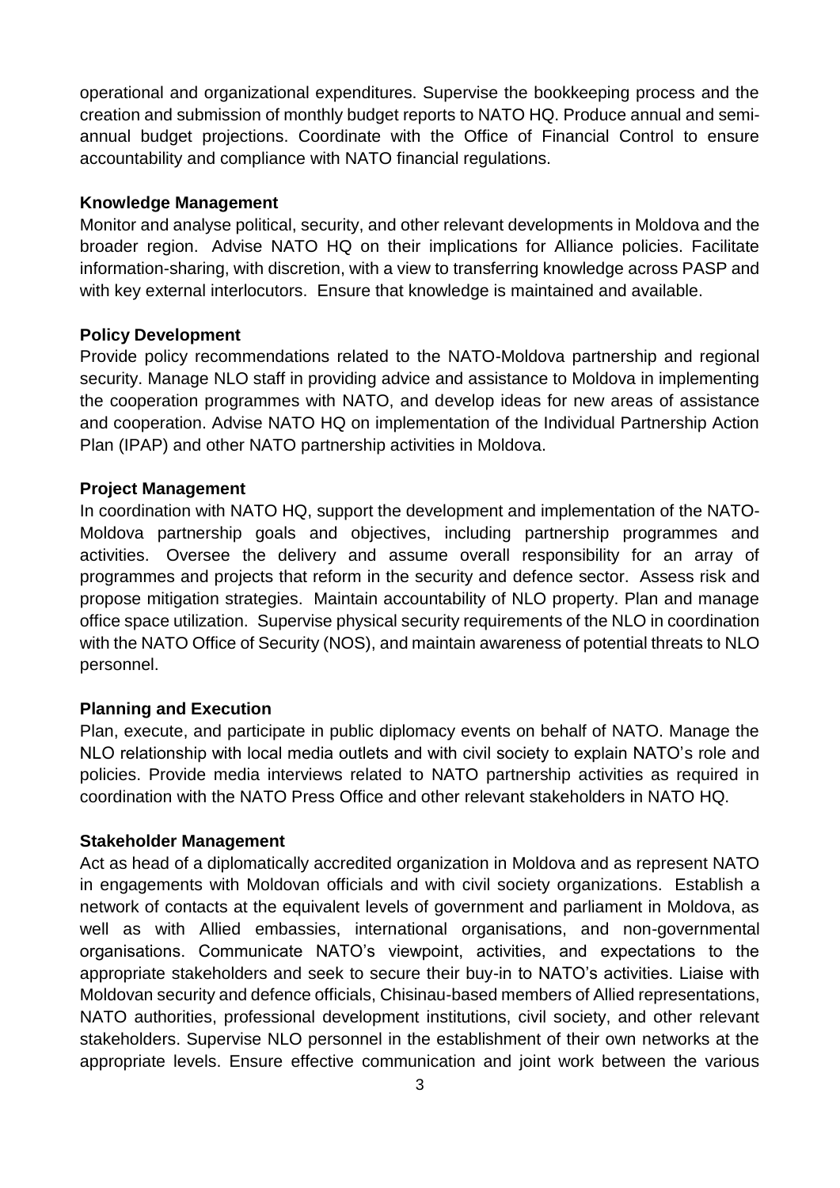operational and organizational expenditures. Supervise the bookkeeping process and the creation and submission of monthly budget reports to NATO HQ. Produce annual and semi-annual budget projections. Coordinate with the Office of Financial Control to ensure accountability and compliance with NATO financial regulations.

**Knowledge Management**

Monitor and analyse political, security, and other relevant developments in Moldova and the broader region. Advise NATO HQ on their implications for Alliance policies. Facilitate information-sharing, with discretion, with a view to transferring knowledge across PASP and with key external interlocutors. Ensure that knowledge is maintained and available.

**Policy Development**

Provide policy recommendations related to the NATO-Moldova partnership and regional security. Manage NLO staff in providing advice and assistance to Moldova in implementing the cooperation programmes with NATO, and develop ideas for new areas of assistance and cooperation. Advise NATO HQ on implementation of the Individual Partnership Action Plan (IPAP) and other NATO partnership activities in Moldova.

**Project Management**

In coordination with NATO HQ, support the development and implementation of the NATO-Moldova partnership goals and objectives, including partnership programmes and activities. Oversee the delivery and assume overall responsibility for an array of programmes and projects that reform in the security and defence sector. Assess risk and propose mitigation strategies. Maintain accountability of NLO property. Plan and manage office space utilization. Supervise physical security requirements of the NLO in coordination with the NATO Office of Security (NOS), and maintain awareness of potential threats to NLO personnel.

**Planning and Execution**

Plan, execute, and participate in public diplomacy events on behalf of NATO. Manage the NLO relationship with local media outlets and with civil society to explain NATO's role and policies. Provide media interviews related to NATO partnership activities as required in coordination with the NATO Press Office and other relevant stakeholders in NATO HQ.

**Stakeholder Management**

Act as head of a diplomatically accredited organization in Moldova and as represent NATO in engagements with Moldovan officials and with civil society organizations. Establish a network of contacts at the equivalent levels of government and parliament in Moldova, as well as with Allied embassies, international organisations, and non-governmental organisations. Communicate NATO's viewpoint, activities, and expectations to the appropriate stakeholders and seek to secure their buy-in to NATO's activities. Liaise with Moldovan security and defence officials, Chisinau-based members of Allied representations, NATO authorities, professional development institutions, civil society, and other relevant stakeholders. Supervise NLO personnel in the establishment of their own networks at the appropriate levels. Ensure effective communication and joint work between the various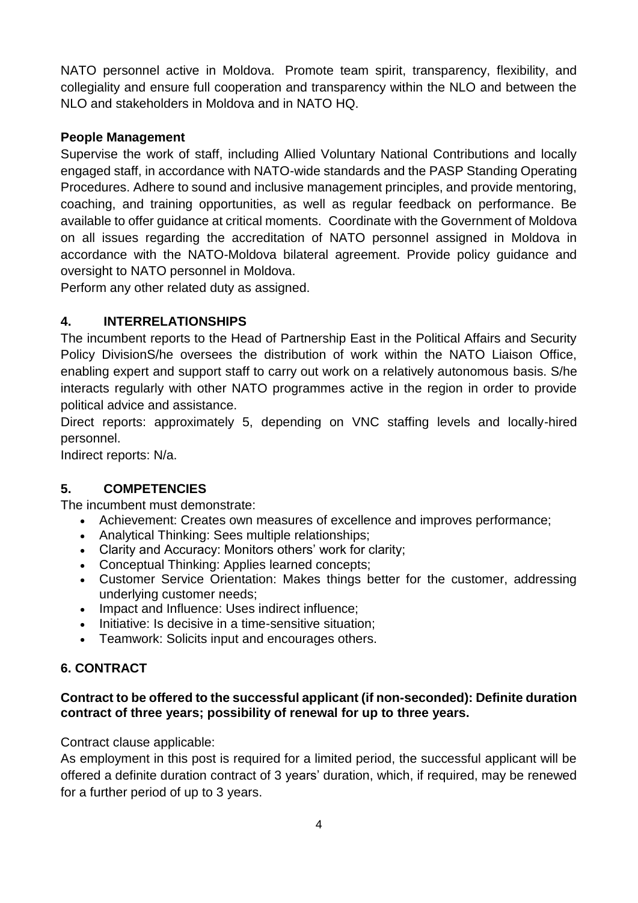NATO personnel active in Moldova. Promote team spirit, transparency, flexibility, and collegiality and ensure full cooperation and transparency within the NLO and between the NLO and stakeholders in Moldova and in NATO HQ.

**People Management**

Supervise the work of staff, including Allied Voluntary National Contributions and locally engaged staff, in accordance with NATO-wide standards and the PASP Standing Operating Procedures. Adhere to sound and inclusive management principles, and provide mentoring, coaching, and training opportunities, as well as regular feedback on performance. Be available to offer guidance at critical moments. Coordinate with the Government of Moldova on all issues regarding the accreditation of NATO personnel assigned in Moldova in accordance with the NATO-Moldova bilateral agreement. Provide policy guidance and oversight to NATO personnel in Moldova.

Perform any other related duty as assigned.

## 4. INTERRELATIONSHIPS

The incumbent reports to the Head of Partnership East in the Political Affairs and Security Policy DivisionS/he oversees the distribution of work within the NATO Liaison Office, enabling expert and support staff to carry out work on a relatively autonomous basis. S/he interacts regularly with other NATO programmes active in the region in order to provide political advice and assistance.

Direct reports: approximately 5, depending on VNC staffing levels and locally-hired personnel.

Indirect reports: N/a.

## 5. COMPETENCIES

The incumbent must demonstrate:

- Achievement: Creates own measures of excellence and improves performance;
- Analytical Thinking: Sees multiple relationships;
- Clarity and Accuracy: Monitors others' work for clarity;
- Conceptual Thinking: Applies learned concepts;
- Customer Service Orientation: Makes things better for the customer, addressing underlying customer needs;
- Impact and Influence: Uses indirect influence;
- Initiative: Is decisive in a time-sensitive situation;
- Teamwork: Solicits input and encourages others.

## 6. CONTRACT

**Contract to be offered to the successful applicant (if non-seconded): Definite duration contract of three years; possibility of renewal for up to three years.**

Contract clause applicable:

As employment in this post is required for a limited period, the successful applicant will be offered a definite duration contract of 3 years' duration, which, if required, may be renewed for a further period of up to 3 years.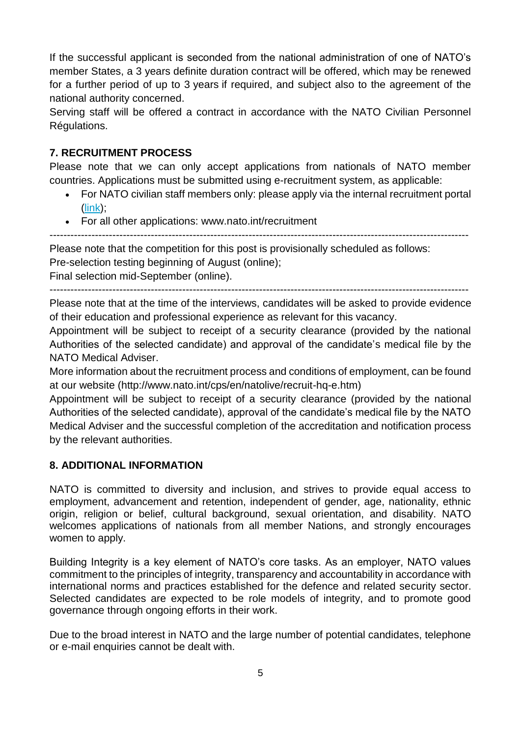If the successful applicant is seconded from the national administration of one of NATO's member States, a 3 years definite duration contract will be offered, which may be renewed for a further period of up to 3 years if required, and subject also to the agreement of the national authority concerned.

Serving staff will be offered a contract in accordance with the NATO Civilian Personnel Régulations.

## 7. RECRUITMENT PROCESS

Please note that we can only accept applications from nationals of NATO member countries. Applications must be submitted using e-recruitment system, as applicable:

- For NATO civilian staff members only: please apply via the internal recruitment portal (link);
- For all other applications: www.nato.int/recruitment

---

Please note that the competition for this post is provisionally scheduled as follows:

Pre-selection testing beginning of August (online);

Final selection mid-September (online).

---

Please note that at the time of the interviews, candidates will be asked to provide evidence of their education and professional experience as relevant for this vacancy.

Appointment will be subject to receipt of a security clearance (provided by the national Authorities of the selected candidate) and approval of the candidate's medical file by the NATO Medical Adviser.

More information about the recruitment process and conditions of employment, can be found at our website (http://www.nato.int/cps/en/natolive/recruit-hq-e.htm)

Appointment will be subject to receipt of a security clearance (provided by the national Authorities of the selected candidate), approval of the candidate's medical file by the NATO Medical Adviser and the successful completion of the accreditation and notification process by the relevant authorities.

## 8. ADDITIONAL INFORMATION

NATO is committed to diversity and inclusion, and strives to provide equal access to employment, advancement and retention, independent of gender, age, nationality, ethnic origin, religion or belief, cultural background, sexual orientation, and disability. NATO welcomes applications of nationals from all member Nations, and strongly encourages women to apply.

Building Integrity is a key element of NATO's core tasks. As an employer, NATO values commitment to the principles of integrity, transparency and accountability in accordance with international norms and practices established for the defence and related security sector. Selected candidates are expected to be role models of integrity, and to promote good governance through ongoing efforts in their work.

Due to the broad interest in NATO and the large number of potential candidates, telephone or e-mail enquiries cannot be dealt with.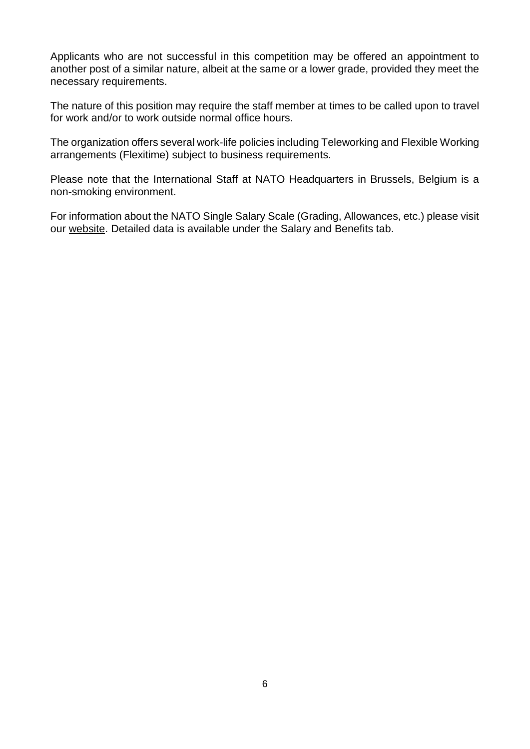Applicants who are not successful in this competition may be offered an appointment to another post of a similar nature, albeit at the same or a lower grade, provided they meet the necessary requirements.

The nature of this position may require the staff member at times to be called upon to travel for work and/or to work outside normal office hours.

The organization offers several work-life policies including Teleworking and Flexible Working arrangements (Flexitime) subject to business requirements.

Please note that the International Staff at NATO Headquarters in Brussels, Belgium is a non-smoking environment.

For information about the NATO Single Salary Scale (Grading, Allowances, etc.) please visit our website. Detailed data is available under the Salary and Benefits tab.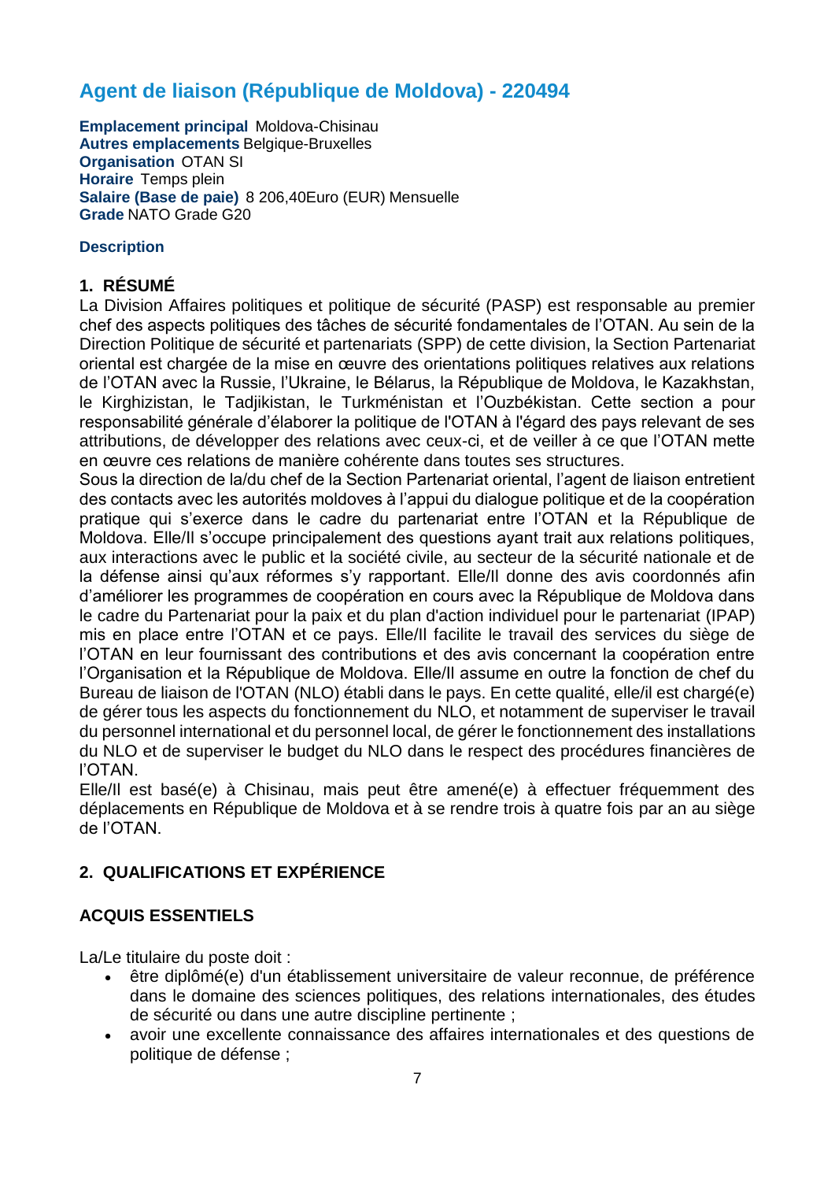## Agent de liaison (République de Moldova) - 220494

**Emplacement principal** Moldova-Chisinau
**Autres emplacements** Belgique-Bruxelles
**Organisation** OTAN SI
**Horaire** Temps plein
**Salaire (Base de paie)** 8 206,40Euro (EUR) Mensuelle
**Grade** NATO Grade G20

**Description**

### 1. RÉSUMÉ

La Division Affaires politiques et politique de sécurité (PASP) est responsable au premier chef des aspects politiques des tâches de sécurité fondamentales de l'OTAN. Au sein de la Direction Politique de sécurité et partenariats (SPP) de cette division, la Section Partenariat oriental est chargée de la mise en œuvre des orientations politiques relatives aux relations de l'OTAN avec la Russie, l'Ukraine, le Bélarus, la République de Moldova, le Kazakhstan, le Kirghizistan, le Tadjikistan, le Turkménistan et l'Ouzbékistan. Cette section a pour responsabilité générale d'élaborer la politique de l'OTAN à l'égard des pays relevant de ses attributions, de développer des relations avec ceux-ci, et de veiller à ce que l'OTAN mette en œuvre ces relations de manière cohérente dans toutes ses structures.

Sous la direction de la/du chef de la Section Partenariat oriental, l'agent de liaison entretient des contacts avec les autorités moldoves à l'appui du dialogue politique et de la coopération pratique qui s'exerce dans le cadre du partenariat entre l'OTAN et la République de Moldova. Elle/Il s'occupe principalement des questions ayant trait aux relations politiques, aux interactions avec le public et la société civile, au secteur de la sécurité nationale et de la défense ainsi qu'aux réformes s'y rapportant. Elle/Il donne des avis coordonnés afin d'améliorer les programmes de coopération en cours avec la République de Moldova dans le cadre du Partenariat pour la paix et du plan d'action individuel pour le partenariat (IPAP) mis en place entre l'OTAN et ce pays. Elle/Il facilite le travail des services du siège de l'OTAN en leur fournissant des contributions et des avis concernant la coopération entre l'Organisation et la République de Moldova. Elle/Il assume en outre la fonction de chef du Bureau de liaison de l'OTAN (NLO) établi dans le pays. En cette qualité, elle/il est chargé(e) de gérer tous les aspects du fonctionnement du NLO, et notamment de superviser le travail du personnel international et du personnel local, de gérer le fonctionnement des installations du NLO et de superviser le budget du NLO dans le respect des procédures financières de l'OTAN.

Elle/Il est basé(e) à Chisinau, mais peut être amené(e) à effectuer fréquemment des déplacements en République de Moldova et à se rendre trois à quatre fois par an au siège de l'OTAN.

### 2. QUALIFICATIONS ET EXPÉRIENCE

#### ACQUIS ESSENTIELS

La/Le titulaire du poste doit :

- être diplômé(e) d'un établissement universitaire de valeur reconnue, de préférence dans le domaine des sciences politiques, des relations internationales, des études de sécurité ou dans une autre discipline pertinente ;
- avoir une excellente connaissance des affaires internationales et des questions de politique de défense ;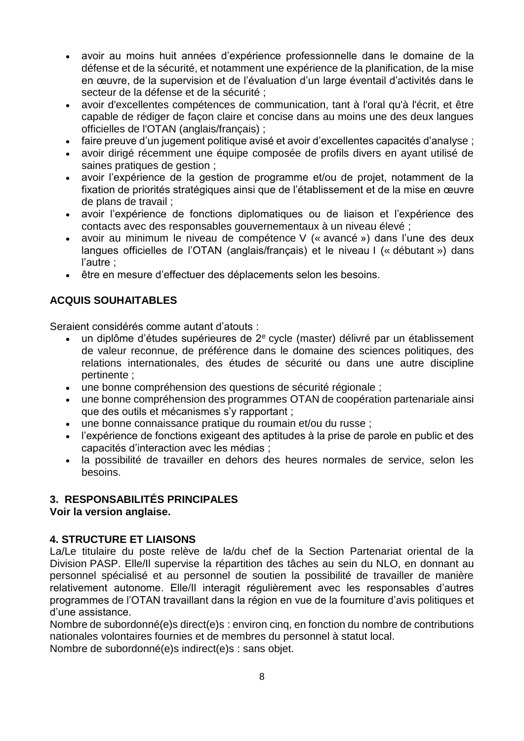- avoir au moins huit années d'expérience professionnelle dans le domaine de la défense et de la sécurité, et notamment une expérience de la planification, de la mise en œuvre, de la supervision et de l'évaluation d'un large éventail d'activités dans le secteur de la défense et de la sécurité ;
- avoir d'excellentes compétences de communication, tant à l'oral qu'à l'écrit, et être capable de rédiger de façon claire et concise dans au moins une des deux langues officielles de l'OTAN (anglais/français) ;
- faire preuve d'un jugement politique avisé et avoir d'excellentes capacités d'analyse ;
- avoir dirigé récemment une équipe composée de profils divers en ayant utilisé de saines pratiques de gestion ;
- avoir l'expérience de la gestion de programme et/ou de projet, notamment de la fixation de priorités stratégiques ainsi que de l'établissement et de la mise en œuvre de plans de travail ;
- avoir l'expérience de fonctions diplomatiques ou de liaison et l'expérience des contacts avec des responsables gouvernementaux à un niveau élevé ;
- avoir au minimum le niveau de compétence V (« avancé ») dans l'une des deux langues officielles de l'OTAN (anglais/français) et le niveau I (« débutant ») dans l'autre ;
- être en mesure d'effectuer des déplacements selon les besoins.

**ACQUIS SOUHAITABLES**

Seraient considérés comme autant d'atouts :

- un diplôme d'études supérieures de 2e cycle (master) délivré par un établissement de valeur reconnue, de préférence dans le domaine des sciences politiques, des relations internationales, des études de sécurité ou dans une autre discipline pertinente ;
- une bonne compréhension des questions de sécurité régionale ;
- une bonne compréhension des programmes OTAN de coopération partenariale ainsi que des outils et mécanismes s'y rapportant ;
- une bonne connaissance pratique du roumain et/ou du russe ;
- l'expérience de fonctions exigeant des aptitudes à la prise de parole en public et des capacités d'interaction avec les médias ;
- la possibilité de travailler en dehors des heures normales de service, selon les besoins.

## 3. RESPONSABILITÉS PRINCIPALES

**Voir la version anglaise.**

## 4. STRUCTURE ET LIAISONS

La/Le titulaire du poste relève de la/du chef de la Section Partenariat oriental de la Division PASP. Elle/Il supervise la répartition des tâches au sein du NLO, en donnant au personnel spécialisé et au personnel de soutien la possibilité de travailler de manière relativement autonome. Elle/Il interagit régulièrement avec les responsables d'autres programmes de l'OTAN travaillant dans la région en vue de la fourniture d'avis politiques et d'une assistance.

Nombre de subordonné(e)s direct(e)s : environ cinq, en fonction du nombre de contributions nationales volontaires fournies et de membres du personnel à statut local.

Nombre de subordonné(e)s indirect(e)s : sans objet.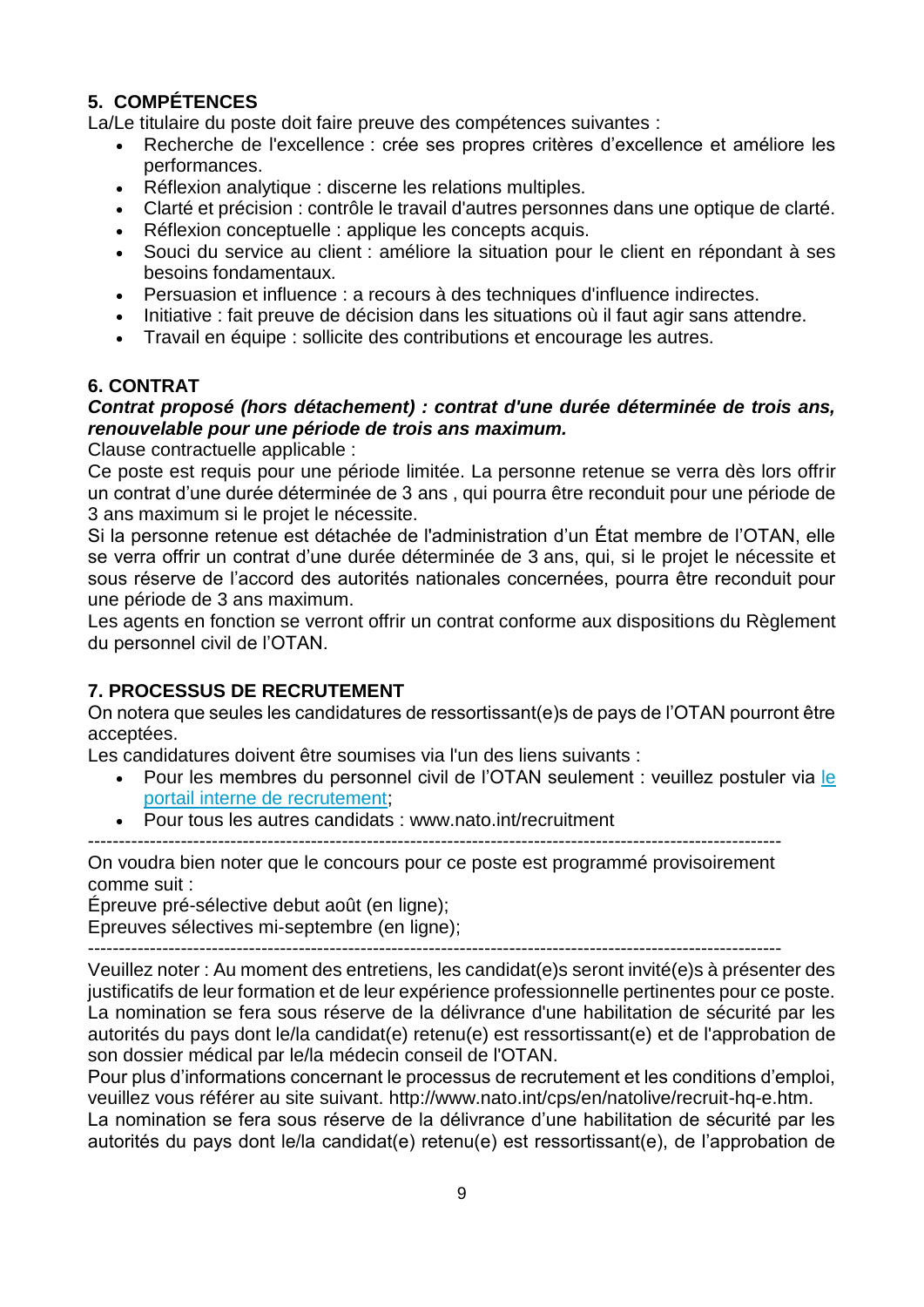## 5. COMPÉTENCES

La/Le titulaire du poste doit faire preuve des compétences suivantes :

- Recherche de l'excellence : crée ses propres critères d'excellence et améliore les performances.
- Réflexion analytique : discerne les relations multiples.
- Clarté et précision : contrôle le travail d'autres personnes dans une optique de clarté.
- Réflexion conceptuelle : applique les concepts acquis.
- Souci du service au client : améliore la situation pour le client en répondant à ses besoins fondamentaux.
- Persuasion et influence : a recours à des techniques d'influence indirectes.
- Initiative : fait preuve de décision dans les situations où il faut agir sans attendre.
- Travail en équipe : sollicite des contributions et encourage les autres.

## 6. CONTRAT

***Contrat proposé (hors détachement) : contrat d'une durée déterminée de trois ans, renouvelable pour une période de trois ans maximum.***

Clause contractuelle applicable :

Ce poste est requis pour une période limitée. La personne retenue se verra dès lors offrir un contrat d'une durée déterminée de 3 ans , qui pourra être reconduit pour une période de 3 ans maximum si le projet le nécessite.

Si la personne retenue est détachée de l'administration d'un État membre de l'OTAN, elle se verra offrir un contrat d'une durée déterminée de 3 ans, qui, si le projet le nécessite et sous réserve de l'accord des autorités nationales concernées, pourra être reconduit pour une période de 3 ans maximum.

Les agents en fonction se verront offrir un contrat conforme aux dispositions du Règlement du personnel civil de l'OTAN.

## 7. PROCESSUS DE RECRUTEMENT

On notera que seules les candidatures de ressortissant(e)s de pays de l'OTAN pourront être acceptées.

Les candidatures doivent être soumises via l'un des liens suivants :

- Pour les membres du personnel civil de l'OTAN seulement : veuillez postuler via le portail interne de recrutement;
- Pour tous les autres candidats : www.nato.int/recruitment

---

On voudra bien noter que le concours pour ce poste est programmé provisoirement comme suit :

Épreuve pré-sélective debut août (en ligne);

Epreuves sélectives mi-septembre (en ligne);

---

Veuillez noter : Au moment des entretiens, les candidat(e)s seront invité(e)s à présenter des justificatifs de leur formation et de leur expérience professionnelle pertinentes pour ce poste. La nomination se fera sous réserve de la délivrance d'une habilitation de sécurité par les autorités du pays dont le/la candidat(e) retenu(e) est ressortissant(e) et de l'approbation de son dossier médical par le/la médecin conseil de l'OTAN.

Pour plus d'informations concernant le processus de recrutement et les conditions d'emploi, veuillez vous référer au site suivant. http://www.nato.int/cps/en/natolive/recruit-hq-e.htm.

La nomination se fera sous réserve de la délivrance d'une habilitation de sécurité par les autorités du pays dont le/la candidat(e) retenu(e) est ressortissant(e), de l'approbation de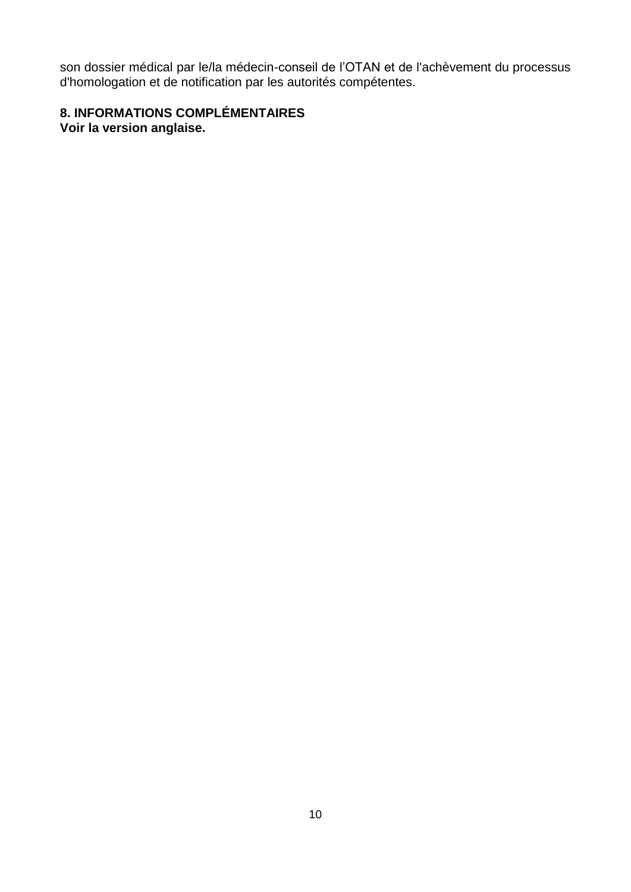son dossier médical par le/la médecin-conseil de l'OTAN et de l'achèvement du processus d'homologation et de notification par les autorités compétentes.

## 8. INFORMATIONS COMPLÉMENTAIRES

**Voir la version anglaise.**